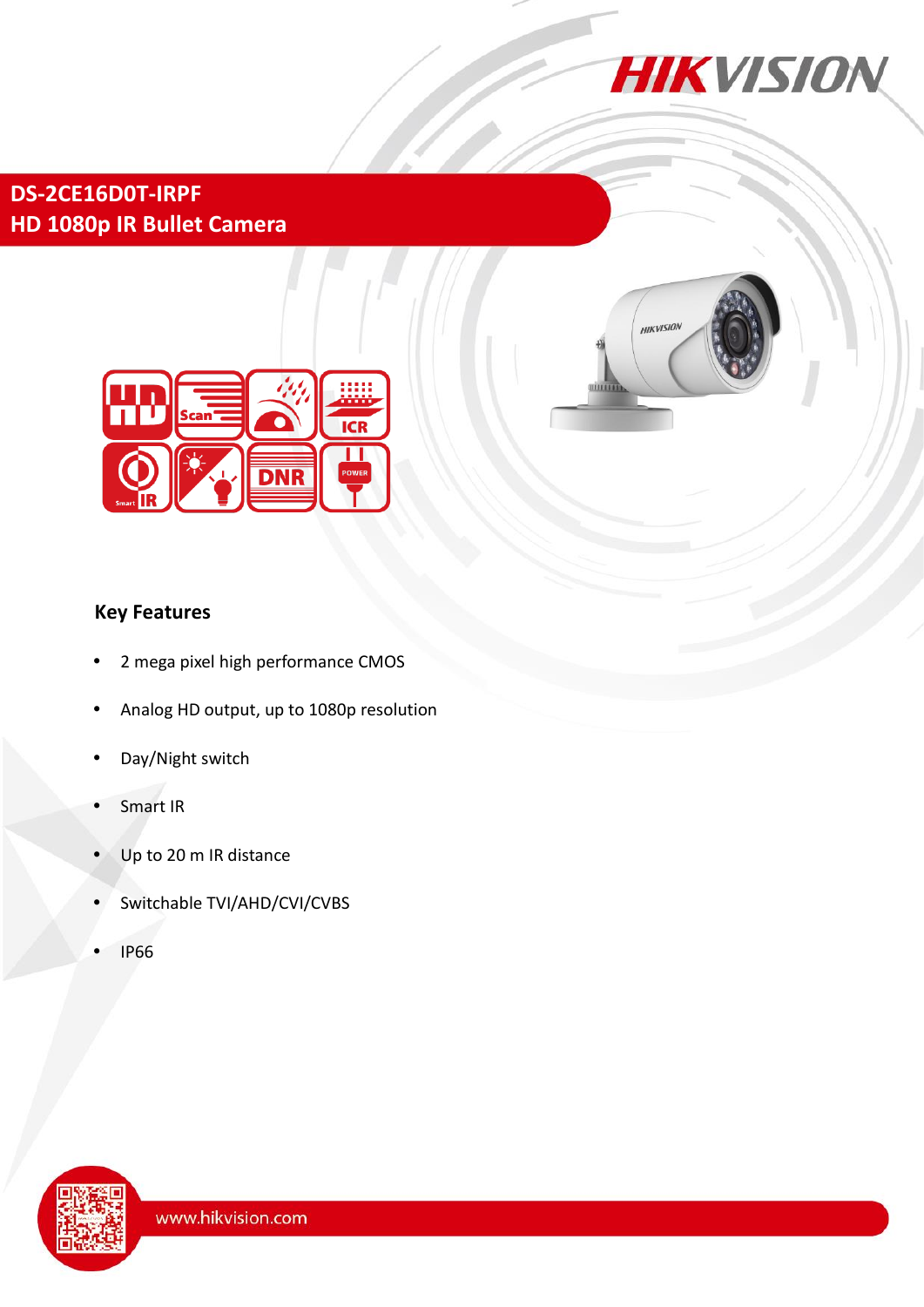# DS-2CE16D0T-IRPF

## HD 1080p IR Bullet Camera

### Key Features

- 2 mega pixel high performance CMOS
- Analog HD output, up to 1080p resolution
- Day/Night switch
- Smart IR
- Up to 20 m IR distance
- Switchable TVI/AHD/CVI/CVBS
- IP66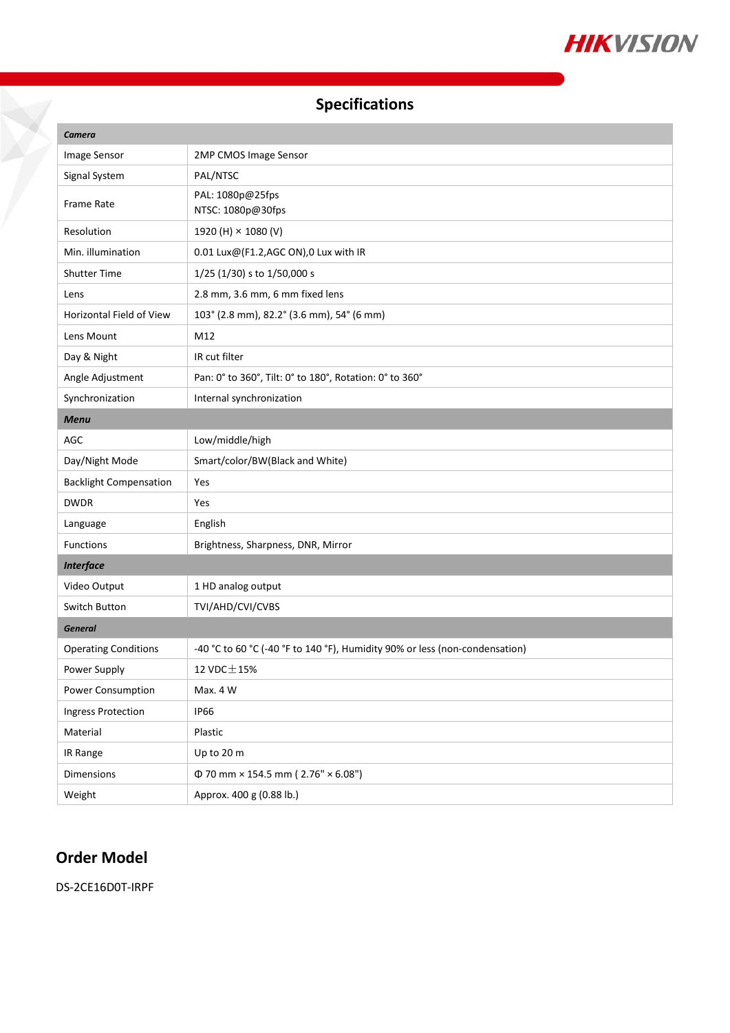# Specifications

| ***Camera*** | |
|---|---|
| Image Sensor | 2MP CMOS Image Sensor |
| Signal System | PAL/NTSC |
| Frame Rate | PAL: 1080p@25fps<br>NTSC: 1080p@30fps |
| Resolution | 1920 (H) × 1080 (V) |
| Min. illumination | 0.01 Lux@(F1.2,AGC ON),0 Lux with IR |
| Shutter Time | 1/25 (1/30) s to 1/50,000 s |
| Lens | 2.8 mm, 3.6 mm, 6 mm fixed lens |
| Horizontal Field of View | 103° (2.8 mm), 82.2° (3.6 mm), 54° (6 mm) |
| Lens Mount | M12 |
| Day & Night | IR cut filter |
| Angle Adjustment | Pan: 0° to 360°, Tilt: 0° to 180°, Rotation: 0° to 360° |
| Synchronization | Internal synchronization |
| ***Menu*** | |
| AGC | Low/middle/high |
| Day/Night Mode | Smart/color/BW(Black and White) |
| Backlight Compensation | Yes |
| DWDR | Yes |
| Language | English |
| Functions | Brightness, Sharpness, DNR, Mirror |
| ***Interface*** | |
| Video Output | 1 HD analog output |
| Switch Button | TVI/AHD/CVI/CVBS |
| ***General*** | |
| Operating Conditions | -40 °C to 60 °C (-40 °F to 140 °F), Humidity 90% or less (non-condensation) |
| Power Supply | 12 VDC±15% |
| Power Consumption | Max. 4 W |
| Ingress Protection | IP66 |
| Material | Plastic |
| IR Range | Up to 20 m |
| Dimensions | Φ 70 mm × 154.5 mm ( 2.76" × 6.08") |
| Weight | Approx. 400 g (0.88 lb.) |

## Order Model

DS-2CE16D0T-IRPF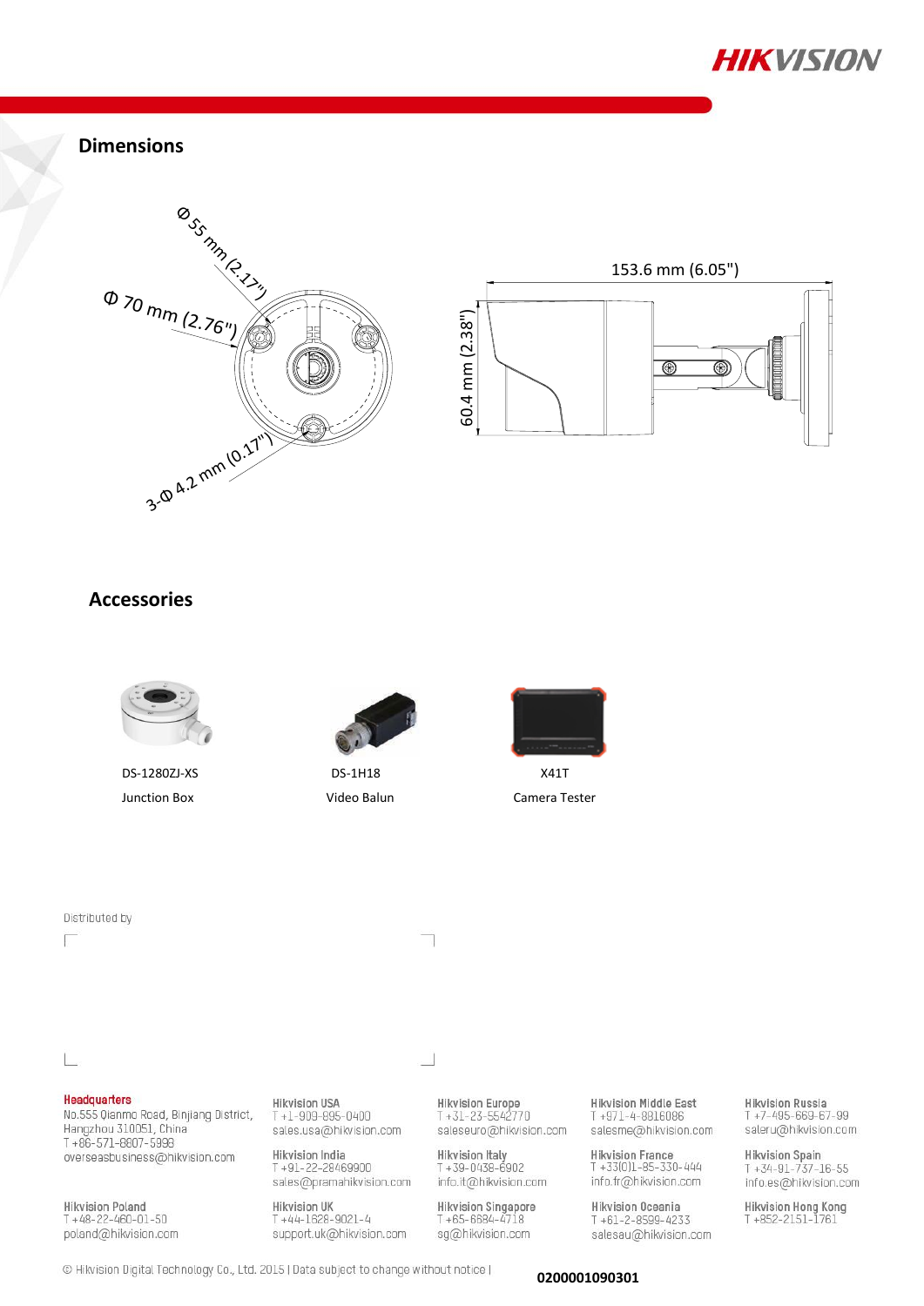## Dimensions

Φ 55 mm (2.17")

Φ 70 mm (2.76")

3-Φ 4.2 mm (0.17")

153.6 mm (6.05")

60.4 mm (2.38")

## Accessories

DS-1280ZJ-XS

Junction Box

DS-1H18

Video Balun

X41T

Camera Tester

Distributed by

**Headquarters**
No.555 Qianmo Road, Binjiang District, Hangzhou 310051, China
T +86-571-8807-5998
overseasbusiness@hikvision.com

**Hikvision USA**
T +1-909-895-0400
sales.usa@hikvision.com

**Hikvision Europe**
T +31-23-5542770
saleseuro@hikvision.com

**Hikvision Middle East**
T +971-4-8816086
salesme@hikvision.com

**Hikvision Russia**
T +7-495-669-67-99
saleru@hikvision.com

**Hikvision India**
T +91-22-28469900
sales@pramahikvision.com

**Hikvision Italy**
T +39-0438-6902
info.it@hikvision.com

**Hikvision France**
T +33(0)1-85-330-444
info.fr@hikvision.com

**Hikvision Spain**
T +34-91-737-16-55
info.es@hikvision.com

**Hikvision Poland**
T +48-22-460-01-50
poland@hikvision.com

**Hikvision UK**
T +44-1628-9021-4
support.uk@hikvision.com

**Hikvision Singapore**
T +65-6684-4718
sg@hikvision.com

**Hikvision Oceania**
T +61-2-8599-4233
salesau@hikvision.com

**Hikvision Hong Kong**
T +852-2151-1761

© Hikvision Digital Technology Co., Ltd. 2015 | Data subject to change without notice |

**0200001090301**